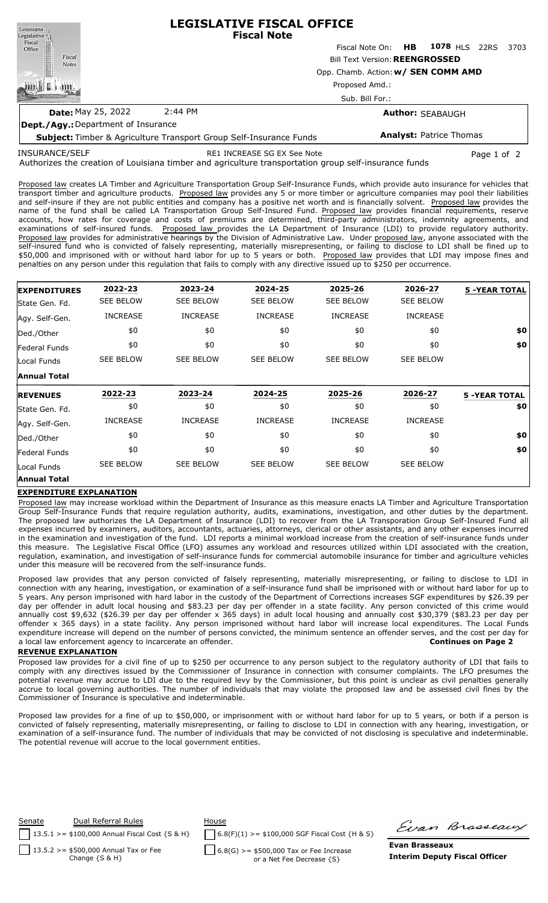# LEGISLATIVE FISCAL OFFICE
## Fiscal Note

Fiscal Note On: **HB 1078** HLS 22RS 3703

Bill Text Version: **REENGROSSED**

Opp. Chamb. Action: **w/ SEN COMM AMD**

Proposed Amd.:

Sub. Bill For.:

**Date:** May 25, 2022 2:44 PM

**Author:** SEABAUGH

**Dept./Agy.:** Department of Insurance

**Subject:** Timber & Agriculture Transport Group Self-Insurance Funds

**Analyst:** Patrice Thomas

INSURANCE/SELF RE1 INCREASE SG EX See Note

Authorizes the creation of Louisiana timber and agriculture transportation group self-insurance funds

Proposed law creates LA Timber and Agriculture Transportation Group Self-Insurance Funds, which provide auto insurance for vehicles that transport timber and agriculture products. Proposed law provides any 5 or more timber or agriculture companies may pool their liabilities and self-insure if they are not public entities and company has a positive net worth and is financially solvent. Proposed law provides the name of the fund shall be called LA Transportation Group Self-Insured Fund. Proposed law provides financial requirements, reserve accounts, how rates for coverage and costs of premiums are determined, third-party administrators, indemnity agreements, and examinations of self-insured funds. Proposed law provides the LA Department of Insurance (LDI) to provide regulatory authority. Proposed law provides for administrative hearings by the Division of Administrative Law. Under proposed law, anyone associated with the self-insured fund who is convicted of falsely representing, materially misrepresenting, or failing to disclose to LDI shall be fined up to $50,000 and imprisoned with or without hard labor for up to 5 years or both. Proposed law provides that LDI may impose fines and penalties on any person under this regulation that fails to comply with any directive issued up to $250 per occurrence.

| **EXPENDITURES** | 2022-23 | 2023-24 | 2024-25 | 2025-26 | 2026-27 | 5 -YEAR TOTAL |
|---|---|---|---|---|---|---|
| State Gen. Fd. | SEE BELOW | SEE BELOW | SEE BELOW | SEE BELOW | SEE BELOW | |
| Agy. Self-Gen. | INCREASE | INCREASE | INCREASE | INCREASE | INCREASE | |
| Ded./Other | $0 | $0 | $0 | $0 | $0 | **$0** |
| Federal Funds | $0 | $0 | $0 | $0 | $0 | **$0** |
| Local Funds | SEE BELOW | SEE BELOW | SEE BELOW | SEE BELOW | SEE BELOW | |
| **Annual Total** | | | | | | |

| **REVENUES** | 2022-23 | 2023-24 | 2024-25 | 2025-26 | 2026-27 | 5 -YEAR TOTAL |
|---|---|---|---|---|---|---|
| State Gen. Fd. | $0 | $0 | $0 | $0 | $0 | **$0** |
| Agy. Self-Gen. | INCREASE | INCREASE | INCREASE | INCREASE | INCREASE | |
| Ded./Other | $0 | $0 | $0 | $0 | $0 | **$0** |
| Federal Funds | $0 | $0 | $0 | $0 | $0 | **$0** |
| Local Funds | SEE BELOW | SEE BELOW | SEE BELOW | SEE BELOW | SEE BELOW | |
| **Annual Total** | | | | | | |

**EXPENDITURE EXPLANATION**

Proposed law may increase workload within the Department of Insurance as this measure enacts LA Timber and Agriculture Transportation Group Self-Insurance Funds that require regulation authority, audits, examinations, investigation, and other duties by the department. The proposed law authorizes the LA Department of Insurance (LDI) to recover from the LA Transporation Group Self-Insured Fund all expenses incurred by examiners, auditors, accountants, actuaries, attorneys, clerical or other assistants, and any other expenses incurred in the examination and investigation of the fund. LDI reports a minimal workload increase from the creation of self-insurance funds under this measure. The Legislative Fiscal Office (LFO) assumes any workload and resources utilized within LDI associated with the creation, regulation, examination, and investigation of self-insurance funds for commercial automobile insurance for timber and agriculture vehicles under this measure will be recovered from the self-insurance funds.

Proposed law provides that any person convicted of falsely representing, materially misrepresenting, or failing to disclose to LDI in connection with any hearing, investigation, or examination of a self-insurance fund shall be imprisoned with or without hard labor for up to 5 years. Any person imprisoned with hard labor in the custody of the Department of Corrections increases SGF expenditures by $26.39 per day per offender in adult local housing and $83.23 per day per offender in a state facility. Any person convicted of this crime would annually cost $9,632 ($26.39 per day per offender x 365 days) in adult local housing and annually cost $30,379 ($83.23 per day per offender x 365 days) in a state facility. Any person imprisoned without hard labor will increase local expenditures. The Local Funds expenditure increase will depend on the number of persons convicted, the minimum sentence an offender serves, and the cost per day for a local law enforcement agency to incarcerate an offender. **Continues on Page 2**

**REVENUE EXPLANATION**

Proposed law provides for a civil fine of up to $250 per occurrence to any person subject to the regulatory authority of LDI that fails to comply with any directives issued by the Commissioner of Insurance in connection with consumer complaints. The LFO presumes the potential revenue may accrue to LDI due to the required levy by the Commissioner, but this point is unclear as civil penalties generally accrue to local governing authorities. The number of individuals that may violate the proposed law and be assessed civil fines by the Commissioner of Insurance is speculative and indeterminable.

Proposed law provides for a fine of up to $50,000, or imprisonment with or without hard labor for up to 5 years, or both if a person is convicted of falsely representing, materially misrepresenting, or failing to disclose to LDI in connection with any hearing, investigation, or examination of a self-insurance fund. The number of individuals that may be convicted of not disclosing is speculative and indeterminable. The potential revenue will accrue to the local government entities.

| Senate | Dual Referral Rules | House |
|---|---|---|
| ☐ 13.5.1 >= $100,000 Annual Fiscal Cost {S & H} | | ☐ 6.8(F)(1) >= $100,000 SGF Fiscal Cost {H & S} |
| ☐ 13.5.2 >= $500,000 Annual Tax or Fee Change {S & H} | | ☐ 6.8(G) >= $500,000 Tax or Fee Increase or a Net Fee Decrease {S} |

**Evan Brasseaux**
**Interim Deputy Fiscal Officer**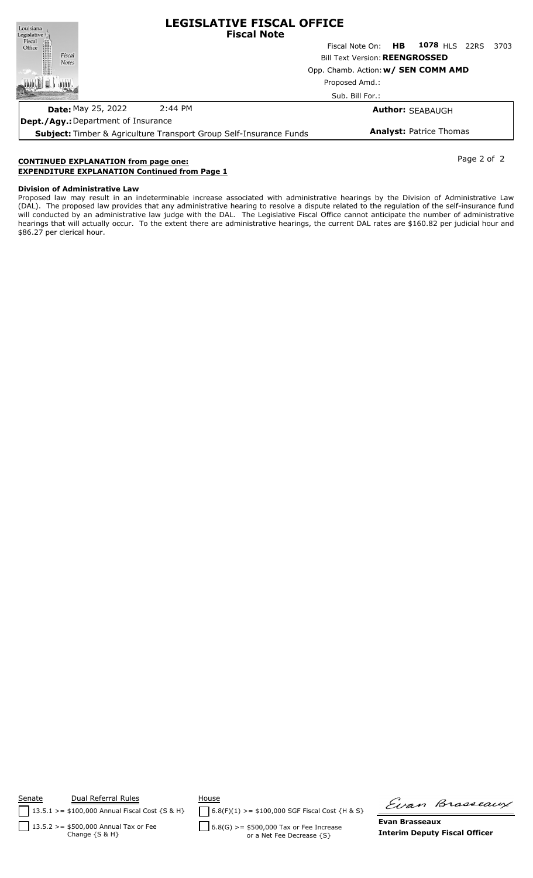# LEGISLATIVE FISCAL OFFICE
**Fiscal Note**

Fiscal Note On: **HB 1078** HLS 22RS 3703

Bill Text Version: **REENGROSSED**

Opp. Chamb. Action: **w/ SEN COMM AMD**

Proposed Amd.:

Sub. Bill For.:

**Date:** May 25, 2022 2:44 PM

**Author:** SEABAUGH

**Dept./Agy.:** Department of Insurance

**Subject:** Timber & Agriculture Transport Group Self-Insurance Funds

**Analyst:** Patrice Thomas

**CONTINUED EXPLANATION from page one:**
**EXPENDITURE EXPLANATION Continued from Page 1**

**Division of Administrative Law**

Proposed law may result in an indeterminable increase associated with administrative hearings by the Division of Administrative Law (DAL). The proposed law provides that any administrative hearing to resolve a dispute related to the regulation of the self-insurance fund will conducted by an administrative law judge with the DAL. The Legislative Fiscal Office cannot anticipate the number of administrative hearings that will actually occur. To the extent there are administrative hearings, the current DAL rates are $160.82 per judicial hour and $86.27 per clerical hour.

| Senate | Dual Referral Rules | House |
|---|---|---|
| ☐ 13.5.1 >= $100,000 Annual Fiscal Cost {S & H} | | ☐ 6.8(F)(1) >= $100,000 SGF Fiscal Cost {H & S} |
| ☐ 13.5.2 >= $500,000 Annual Tax or Fee Change {S & H} | | ☐ 6.8(G) >= $500,000 Tax or Fee Increase or a Net Fee Decrease {S} |

Evan Brasseaux

**Evan Brasseaux**
**Interim Deputy Fiscal Officer**